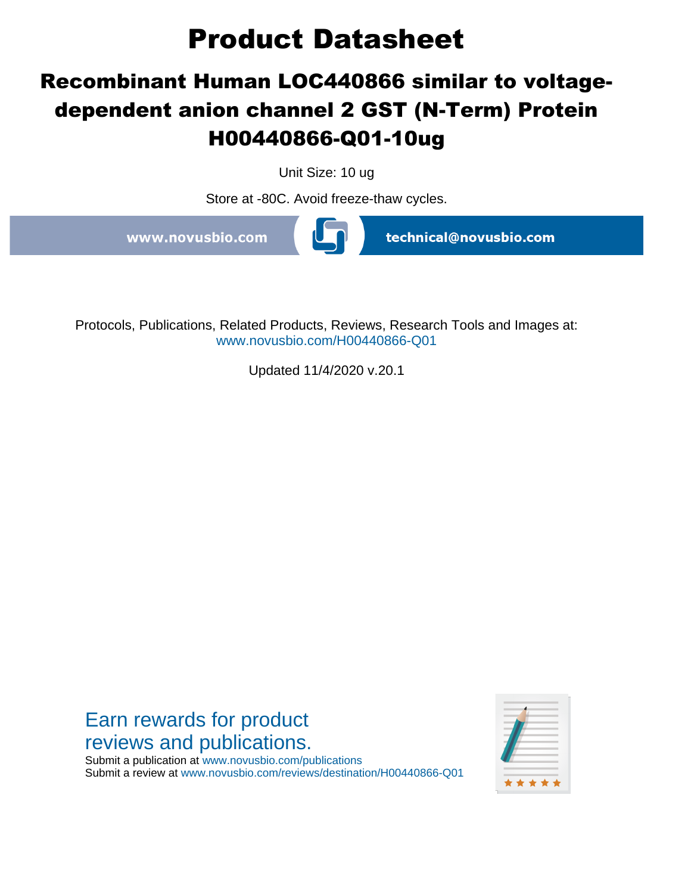# Product Datasheet

## Recombinant Human LOC440866 similar to voltage-dependent anion channel 2 GST (N-Term) Protein H00440866-Q01-10ug

Unit Size: 10 ug

Store at -80C. Avoid freeze-thaw cycles.

www.novusbio.com technical@novusbio.com

Protocols, Publications, Related Products, Reviews, Research Tools and Images at:
www.novusbio.com/H00440866-Q01

Updated 11/4/2020 v.20.1

Earn rewards for product reviews and publications.

Submit a publication at www.novusbio.com/publications
Submit a review at www.novusbio.com/reviews/destination/H00440866-Q01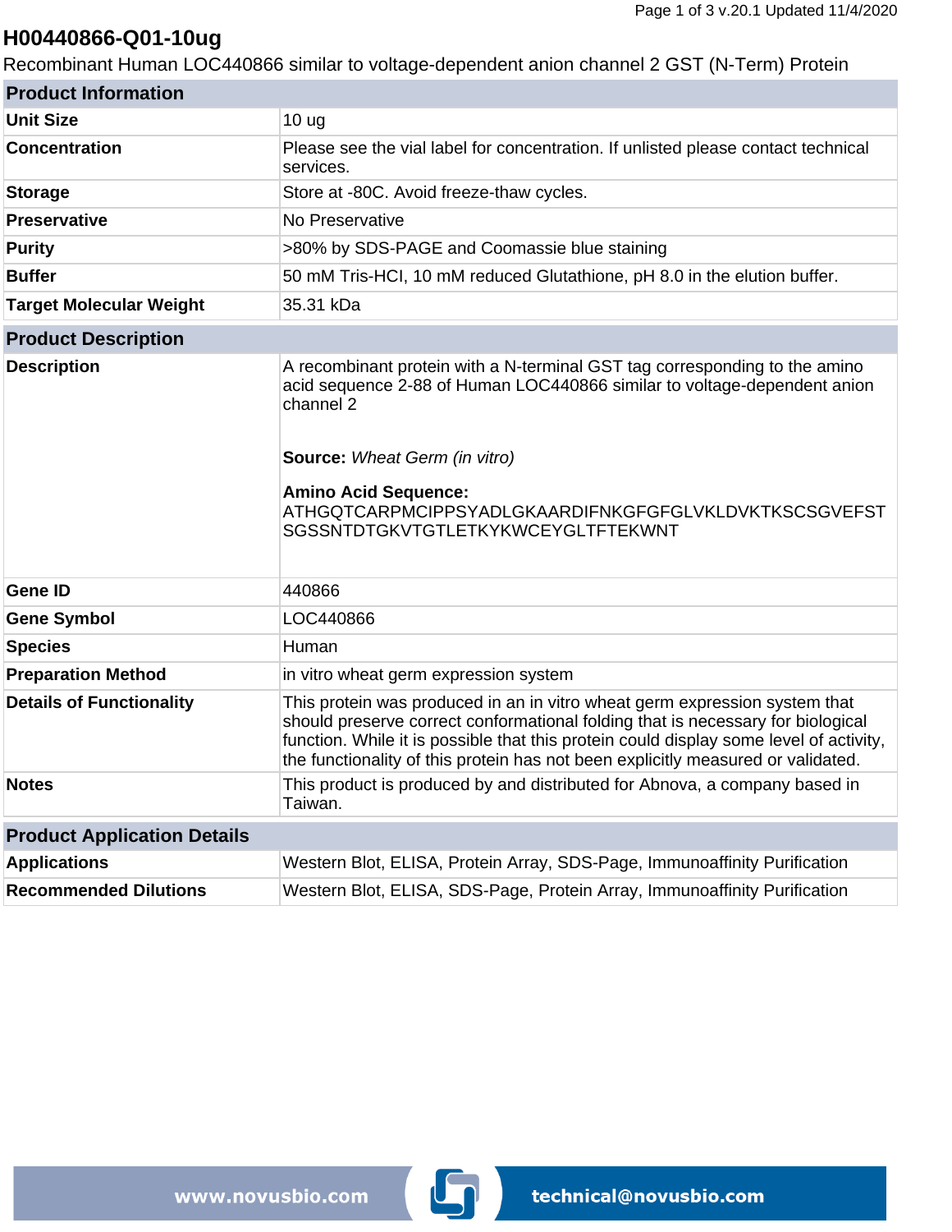# H00440866-Q01-10ug

Recombinant Human LOC440866 similar to voltage-dependent anion channel 2 GST (N-Term) Protein

| Product Information | |
|---|---|
| **Unit Size** | 10 ug |
| **Concentration** | Please see the vial label for concentration. If unlisted please contact technical services. |
| **Storage** | Store at -80C. Avoid freeze-thaw cycles. |
| **Preservative** | No Preservative |
| **Purity** | >80% by SDS-PAGE and Coomassie blue staining |
| **Buffer** | 50 mM Tris-HCI, 10 mM reduced Glutathione, pH 8.0 in the elution buffer. |
| **Target Molecular Weight** | 35.31 kDa |

| Product Description | |
|---|---|
| **Description** | A recombinant protein with a N-terminal GST tag corresponding to the amino acid sequence 2-88 of Human LOC440866 similar to voltage-dependent anion channel 2<br><br>**Source:** *Wheat Germ (in vitro)*<br><br>**Amino Acid Sequence:**<br>ATHGQTCARPMCIPPSYADLGKAARDIFNKGFGFGLVKLDVKTKSCSGVEFSTSGSSNTDTGKVTGTLETKYKWCEYGLTFTEKWNT |
| **Gene ID** | 440866 |
| **Gene Symbol** | LOC440866 |
| **Species** | Human |
| **Preparation Method** | in vitro wheat germ expression system |
| **Details of Functionality** | This protein was produced in an in vitro wheat germ expression system that should preserve correct conformational folding that is necessary for biological function. While it is possible that this protein could display some level of activity, the functionality of this protein has not been explicitly measured or validated. |
| **Notes** | This product is produced by and distributed for Abnova, a company based in Taiwan. |

| Product Application Details | |
|---|---|
| **Applications** | Western Blot, ELISA, Protein Array, SDS-Page, Immunoaffinity Purification |
| **Recommended Dilutions** | Western Blot, ELISA, SDS-Page, Protein Array, Immunoaffinity Purification |

www.novusbio.com technical@novusbio.com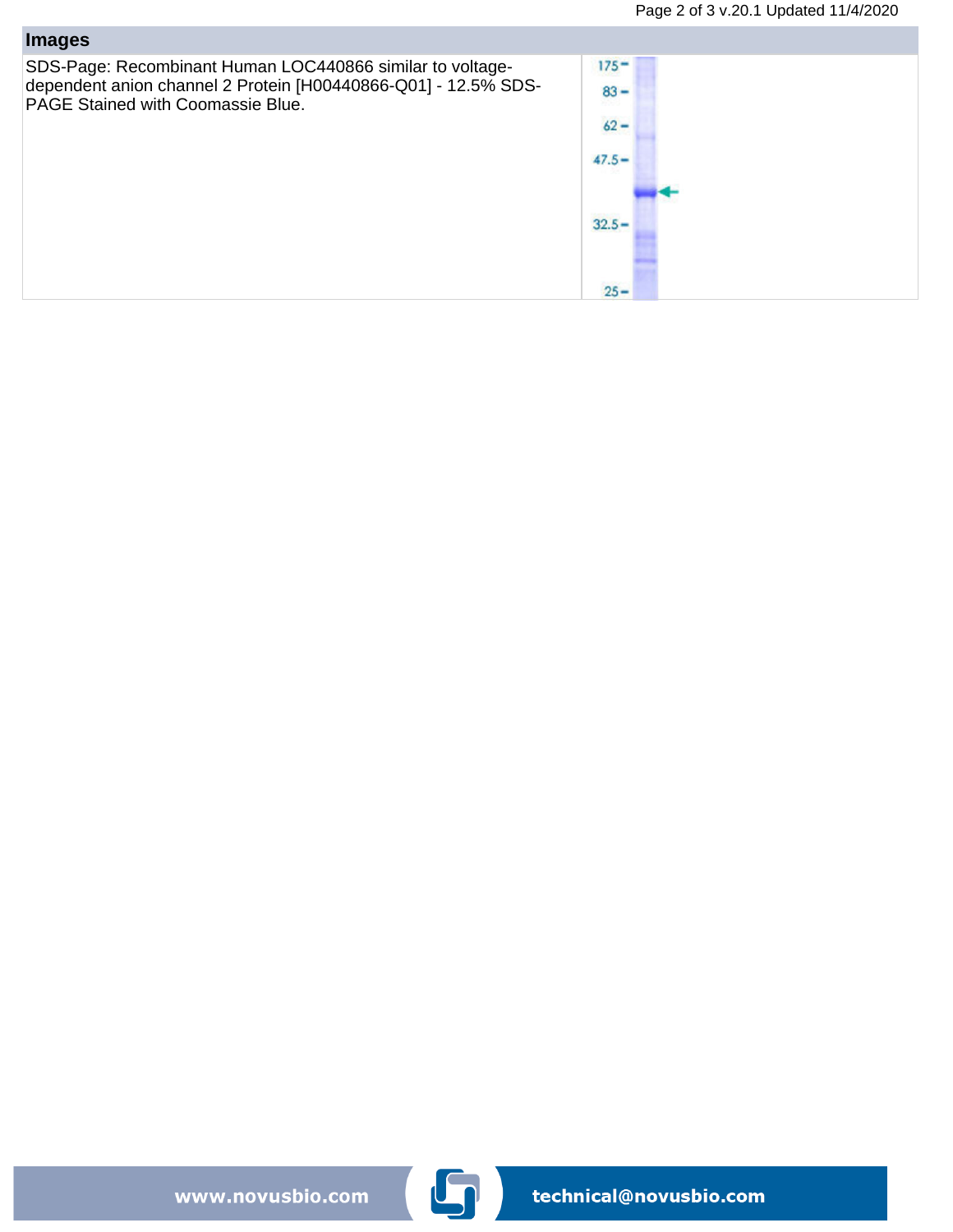## Images

SDS-Page: Recombinant Human LOC440866 similar to voltage-dependent anion channel 2 Protein [H00440866-Q01] - 12.5% SDS-PAGE Stained with Coomassie Blue.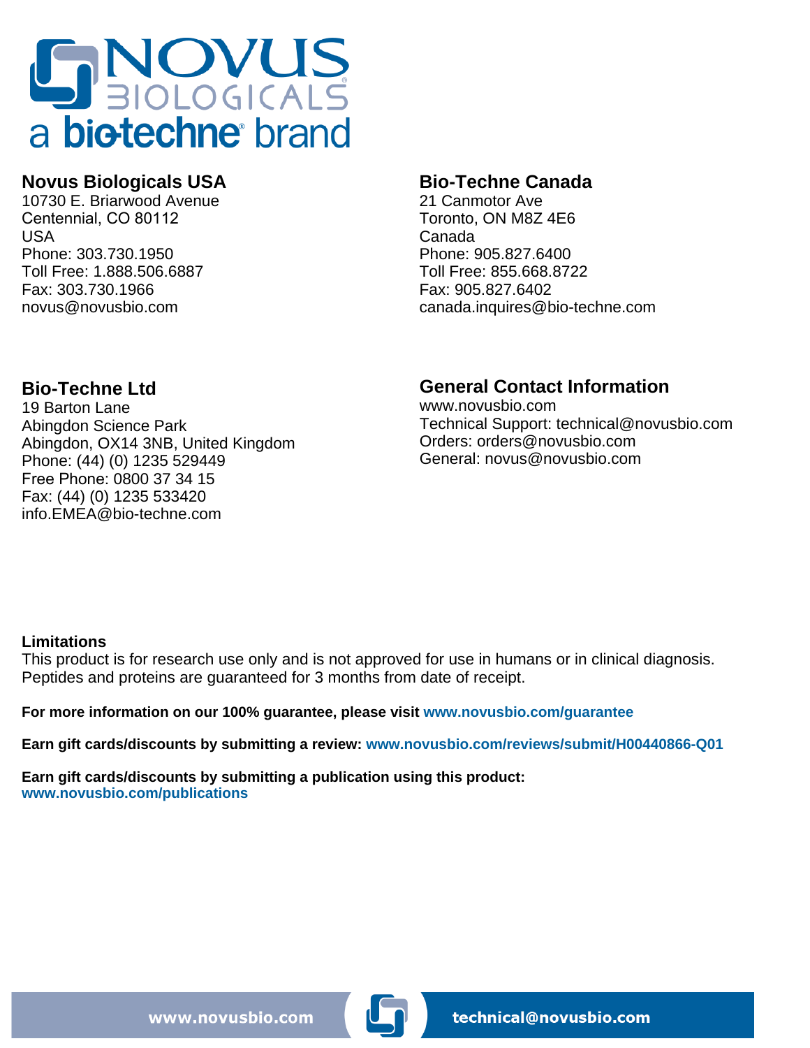## Novus Biologicals USA

10730 E. Briarwood Avenue
Centennial, CO 80112
USA
Phone: 303.730.1950
Toll Free: 1.888.506.6887
Fax: 303.730.1966
novus@novusbio.com

## Bio-Techne Canada

21 Canmotor Ave
Toronto, ON M8Z 4E6
Canada
Phone: 905.827.6400
Toll Free: 855.668.8722
Fax: 905.827.6402
canada.inquires@bio-techne.com

## Bio-Techne Ltd

19 Barton Lane
Abingdon Science Park
Abingdon, OX14 3NB, United Kingdom
Phone: (44) (0) 1235 529449
Free Phone: 0800 37 34 15
Fax: (44) (0) 1235 533420
info.EMEA@bio-techne.com

## General Contact Information

www.novusbio.com
Technical Support: technical@novusbio.com
Orders: orders@novusbio.com
General: novus@novusbio.com

**Limitations**

This product is for research use only and is not approved for use in humans or in clinical diagnosis. Peptides and proteins are guaranteed for 3 months from date of receipt.

**For more information on our 100% guarantee, please visit www.novusbio.com/guarantee**

**Earn gift cards/discounts by submitting a review: www.novusbio.com/reviews/submit/H00440866-Q01**

**Earn gift cards/discounts by submitting a publication using this product: www.novusbio.com/publications**